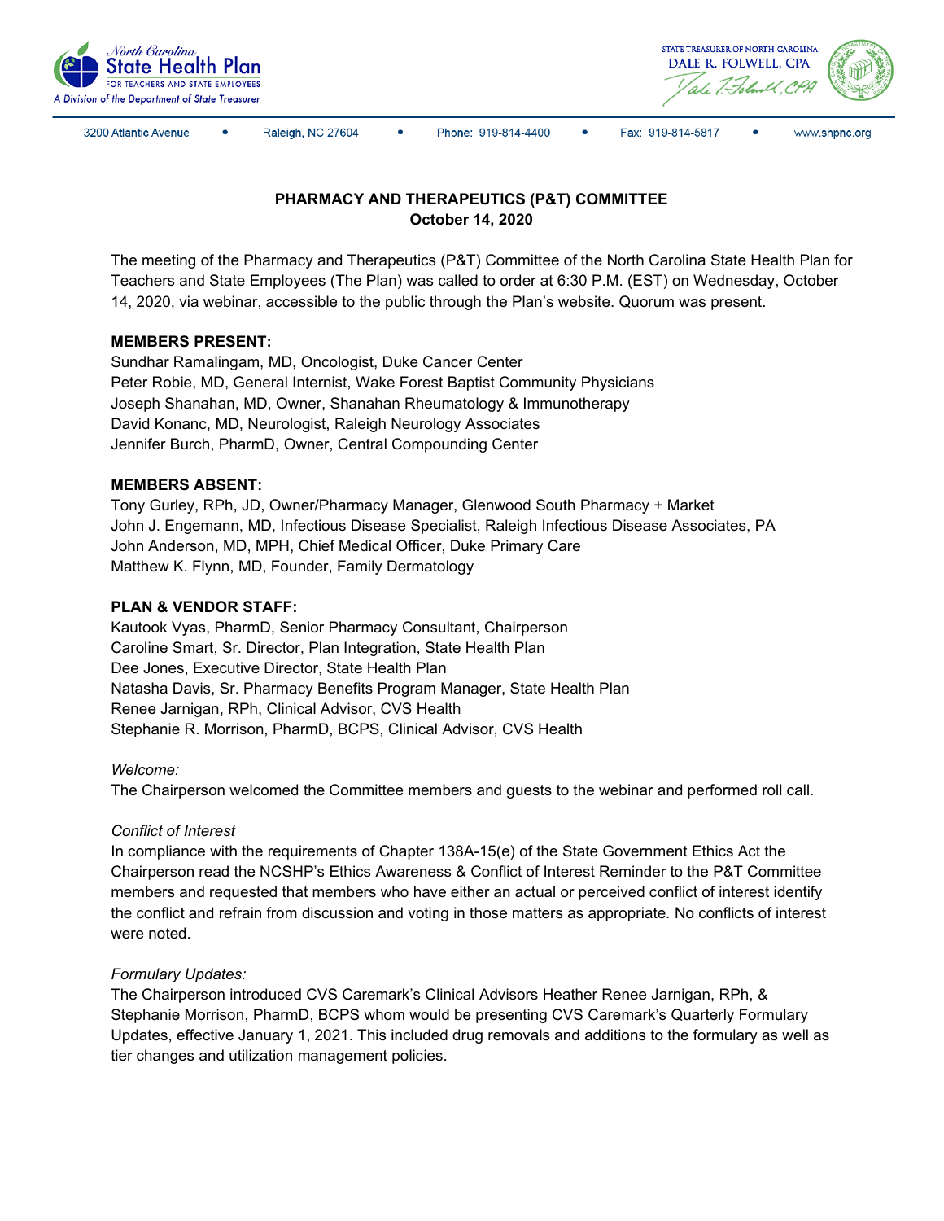North Carolina State Health Plan FOR TEACHERS AND STATE EMPLOYEES
A Division of the Department of State Treasurer

STATE TREASURER OF NORTH CAROLINA
DALE R. FOLWELL, CPA

3200 Atlantic Avenue • Raleigh, NC 27604 • Phone: 919-814-4400 • Fax: 919-814-5817 • www.shpnc.org

**PHARMACY AND THERAPEUTICS (P&T) COMMITTEE**
**October 14, 2020**

The meeting of the Pharmacy and Therapeutics (P&T) Committee of the North Carolina State Health Plan for Teachers and State Employees (The Plan) was called to order at 6:30 P.M. (EST) on Wednesday, October 14, 2020, via webinar, accessible to the public through the Plan's website. Quorum was present.

**MEMBERS PRESENT:**
Sundhar Ramalingam, MD, Oncologist, Duke Cancer Center
Peter Robie, MD, General Internist, Wake Forest Baptist Community Physicians
Joseph Shanahan, MD, Owner, Shanahan Rheumatology & Immunotherapy
David Konanc, MD, Neurologist, Raleigh Neurology Associates
Jennifer Burch, PharmD, Owner, Central Compounding Center

**MEMBERS ABSENT:**
Tony Gurley, RPh, JD, Owner/Pharmacy Manager, Glenwood South Pharmacy + Market
John J. Engemann, MD, Infectious Disease Specialist, Raleigh Infectious Disease Associates, PA
John Anderson, MD, MPH, Chief Medical Officer, Duke Primary Care
Matthew K. Flynn, MD, Founder, Family Dermatology

**PLAN & VENDOR STAFF:**
Kautook Vyas, PharmD, Senior Pharmacy Consultant, Chairperson
Caroline Smart, Sr. Director, Plan Integration, State Health Plan
Dee Jones, Executive Director, State Health Plan
Natasha Davis, Sr. Pharmacy Benefits Program Manager, State Health Plan
Renee Jarnigan, RPh, Clinical Advisor, CVS Health
Stephanie R. Morrison, PharmD, BCPS, Clinical Advisor, CVS Health

*Welcome:*
The Chairperson welcomed the Committee members and guests to the webinar and performed roll call.

*Conflict of Interest*
In compliance with the requirements of Chapter 138A-15(e) of the State Government Ethics Act the Chairperson read the NCSHP's Ethics Awareness & Conflict of Interest Reminder to the P&T Committee members and requested that members who have either an actual or perceived conflict of interest identify the conflict and refrain from discussion and voting in those matters as appropriate. No conflicts of interest were noted.

*Formulary Updates:*
The Chairperson introduced CVS Caremark's Clinical Advisors Heather Renee Jarnigan, RPh, & Stephanie Morrison, PharmD, BCPS whom would be presenting CVS Caremark's Quarterly Formulary Updates, effective January 1, 2021. This included drug removals and additions to the formulary as well as tier changes and utilization management policies.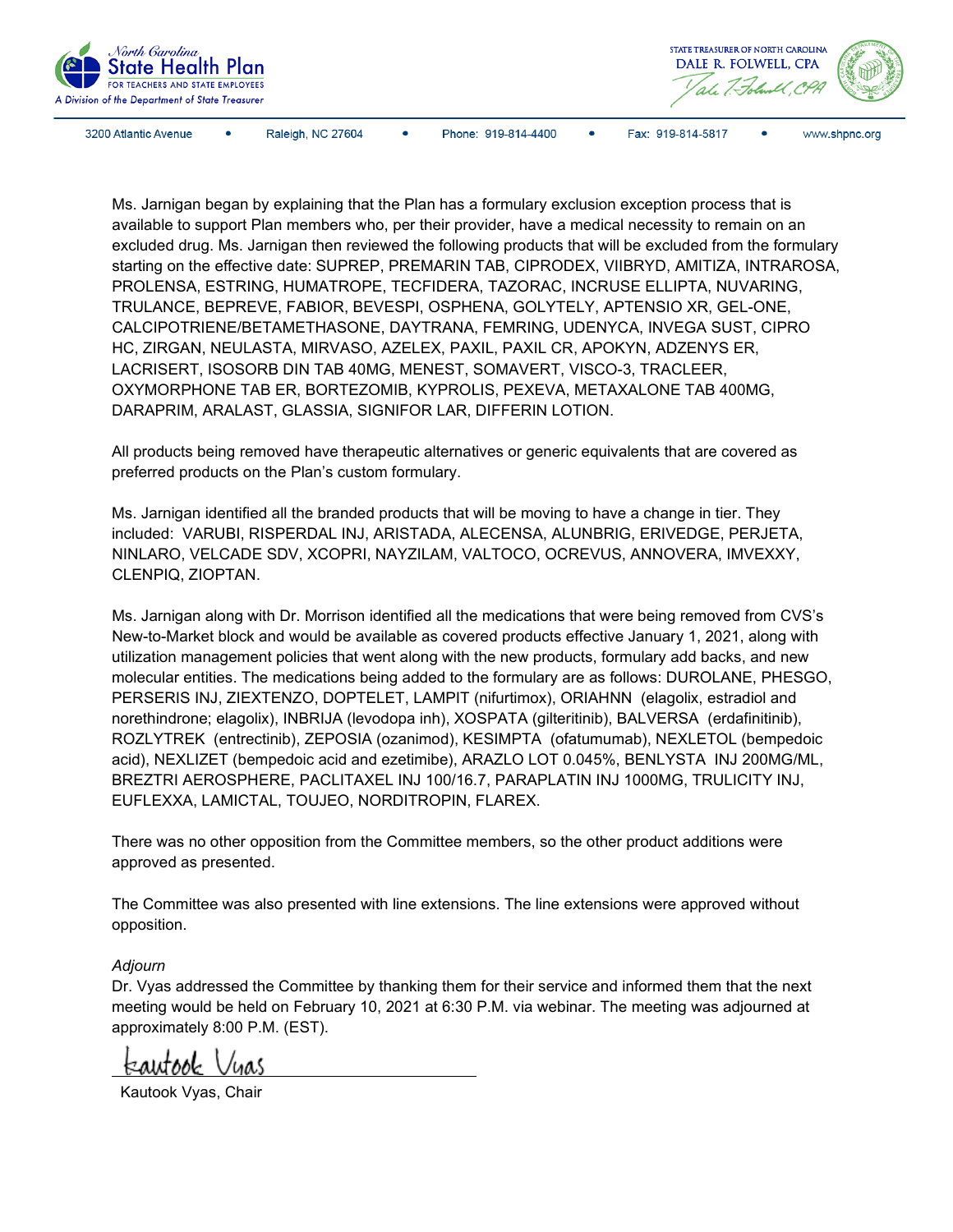Ms. Jarnigan began by explaining that the Plan has a formulary exclusion exception process that is available to support Plan members who, per their provider, have a medical necessity to remain on an excluded drug. Ms. Jarnigan then reviewed the following products that will be excluded from the formulary starting on the effective date: SUPREP, PREMARIN TAB, CIPRODEX, VIIBRYD, AMITIZA, INTRAROSA, PROLENSA, ESTRING, HUMATROPE, TECFIDERA, TAZORAC, INCRUSE ELLIPTA, NUVARING, TRULANCE, BEPREVE, FABIOR, BEVESPI, OSPHENA, GOLYTELY, APTENSIO XR, GEL-ONE, CALCIPOTRIENE/BETAMETHASONE, DAYTRANA, FEMRING, UDENYCA, INVEGA SUST, CIPRO HC, ZIRGAN, NEULASTA, MIRVASO, AZELEX, PAXIL, PAXIL CR, APOKYN, ADZENYS ER, LACRISERT, ISOSORB DIN TAB 40MG, MENEST, SOMAVERT, VISCO-3, TRACLEER, OXYMORPHONE TAB ER, BORTEZOMIB, KYPROLIS, PEXEVA, METAXALONE TAB 400MG, DARAPRIM, ARALAST, GLASSIA, SIGNIFOR LAR, DIFFERIN LOTION.

All products being removed have therapeutic alternatives or generic equivalents that are covered as preferred products on the Plan's custom formulary.

Ms. Jarnigan identified all the branded products that will be moving to have a change in tier. They included: VARUBI, RISPERDAL INJ, ARISTADA, ALECENSA, ALUNBRIG, ERIVEDGE, PERJETA, NINLARO, VELCADE SDV, XCOPRI, NAYZILAM, VALTOCO, OCREVUS, ANNOVERA, IMVEXXY, CLENPIQ, ZIOPTAN.

Ms. Jarnigan along with Dr. Morrison identified all the medications that were being removed from CVS's New-to-Market block and would be available as covered products effective January 1, 2021, along with utilization management policies that went along with the new products, formulary add backs, and new molecular entities. The medications being added to the formulary are as follows: DUROLANE, PHESGO, PERSERIS INJ, ZIEXTENZO, DOPTELET, LAMPIT (nifurtimox), ORIAHNN (elagolix, estradiol and norethindrone; elagolix), INBRIJA (levodopa inh), XOSPATA (gilteritinib), BALVERSA (erdafinitinib), ROZLYTREK (entrectinib), ZEPOSIA (ozanimod), KESIMPTA (ofatumumab), NEXLETOL (bempedoic acid), NEXLIZET (bempedoic acid and ezetimibe), ARAZLO LOT 0.045%, BENLYSTA INJ 200MG/ML, BREZTRI AEROSPHERE, PACLITAXEL INJ 100/16.7, PARAPLATIN INJ 1000MG, TRULICITY INJ, EUFLEXXA, LAMICTAL, TOUJEO, NORDITROPIN, FLAREX.

There was no other opposition from the Committee members, so the other product additions were approved as presented.

The Committee was also presented with line extensions. The line extensions were approved without opposition.

*Adjourn*

Dr. Vyas addressed the Committee by thanking them for their service and informed them that the next meeting would be held on February 10, 2021 at 6:30 P.M. via webinar. The meeting was adjourned at approximately 8:00 P.M. (EST).

Kautook Vyas

Kautook Vyas, Chair